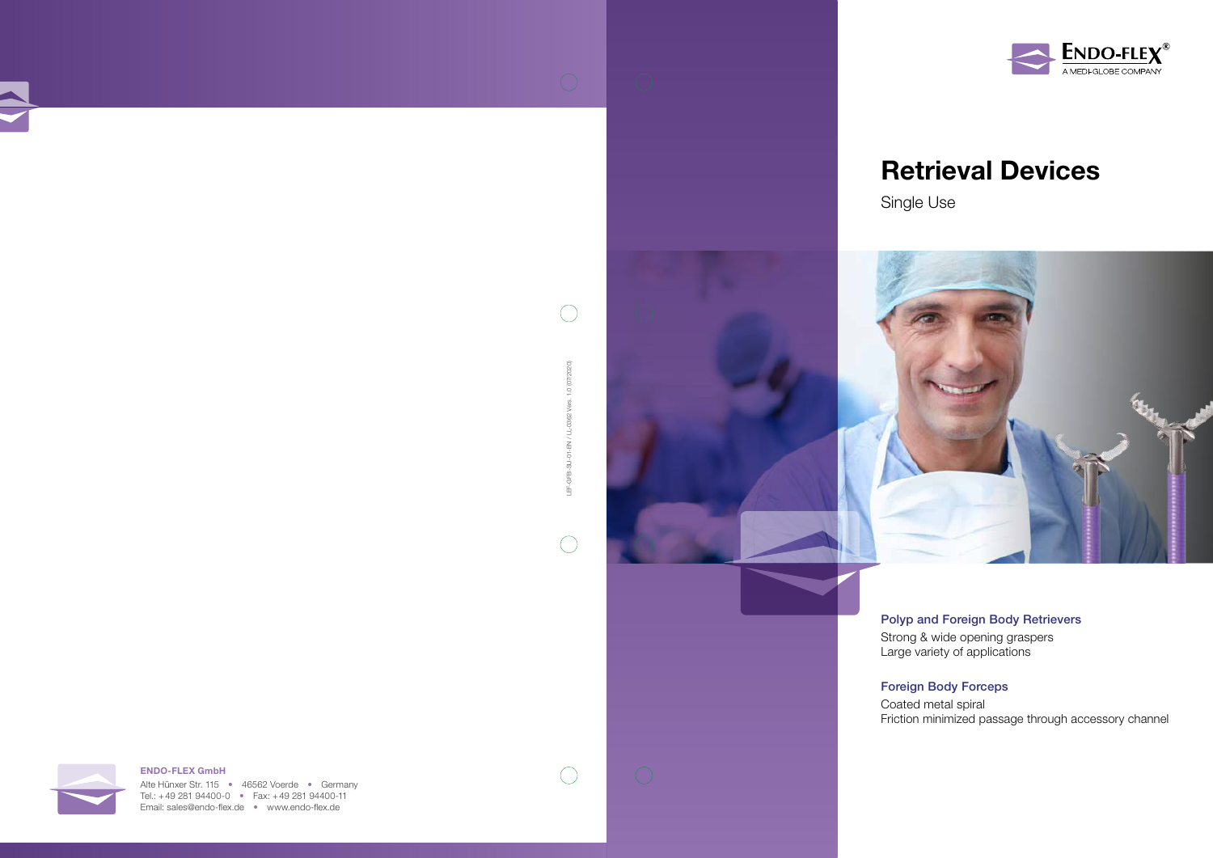ENDO-FLEX®
A MEDI-GLOBE COMPANY

# Retrieval Devices

Single Use

### Polyp and Foreign Body Retrievers

Strong & wide opening graspers
Large variety of applications

### Foreign Body Forceps

Coated metal spiral
Friction minimized passage through accessory channel

LEF-GFB-SU-01-EN / LL-0362 Vers. 1.0 (07/2020)

**ENDO-FLEX GmbH**
Alte Hünxer Str. 115 • 46562 Voerde • Germany
Tel.: +49 281 94400-0 • Fax: +49 281 94400-11
Email: sales@endo-flex.de • www.endo-flex.de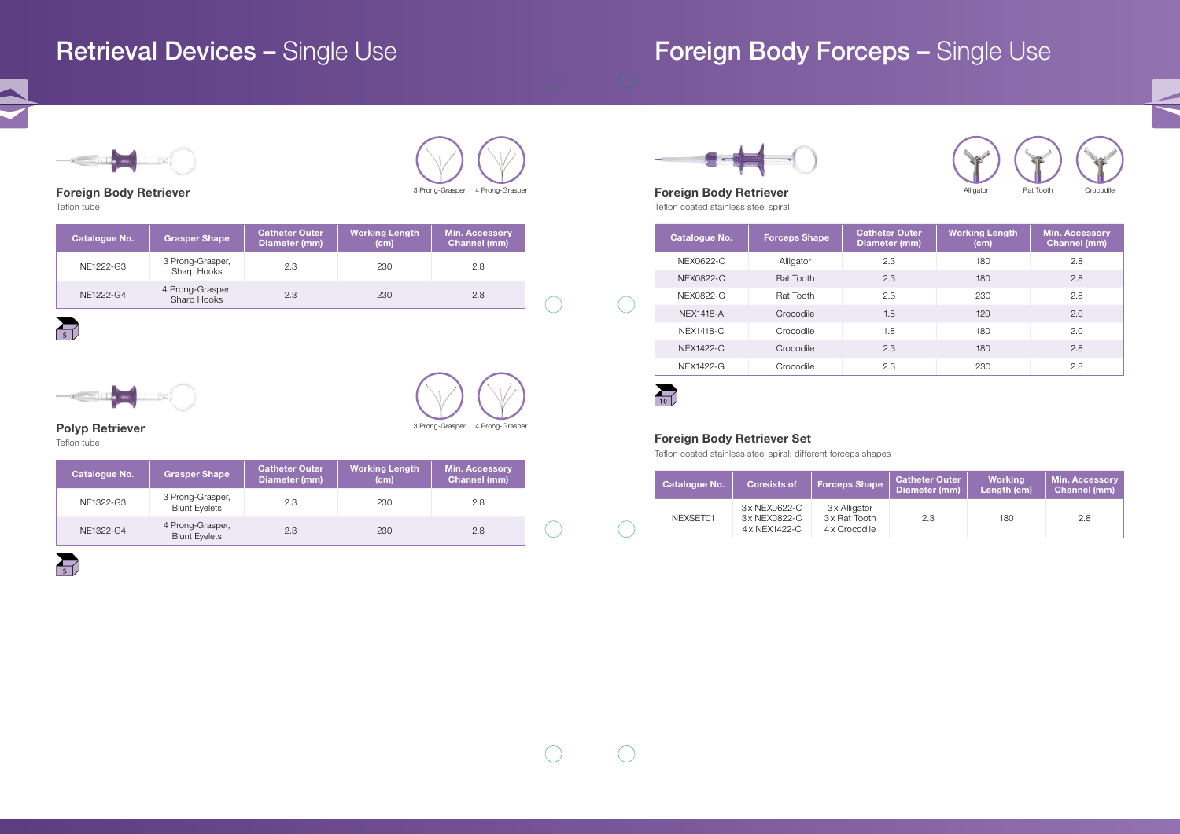# Retrieval Devices – Single Use

## Foreign Body Retriever

Teflon tube

3 Prong-Grasper 4 Prong-Grasper

| Catalogue No. | Grasper Shape | Catheter Outer Diameter (mm) | Working Length (cm) | Min. Accessory Channel (mm) |
|---|---|---|---|---|
| NE1222-G3 | 3 Prong-Grasper, Sharp Hooks | 2.3 | 230 | 2.8 |
| NE1222-G4 | 4 Prong-Grasper, Sharp Hooks | 2.3 | 230 | 2.8 |

5

## Polyp Retriever

Teflon tube

3 Prong-Grasper 4 Prong-Grasper

| Catalogue No. | Grasper Shape | Catheter Outer Diameter (mm) | Working Length (cm) | Min. Accessory Channel (mm) |
|---|---|---|---|---|
| NE1322-G3 | 3 Prong-Grasper, Blunt Eyelets | 2.3 | 230 | 2.8 |
| NE1322-G4 | 4 Prong-Grasper, Blunt Eyelets | 2.3 | 230 | 2.8 |

5

# Foreign Body Forceps – Single Use

## Foreign Body Retriever

Teflon coated stainless steel spiral

Alligator Rat Tooth Crocodile

| Catalogue No. | Forceps Shape | Catheter Outer Diameter (mm) | Working Length (cm) | Min. Accessory Channel (mm) |
|---|---|---|---|---|
| NEX0622-C | Alligator | 2.3 | 180 | 2.8 |
| NEX0822-C | Rat Tooth | 2.3 | 180 | 2.8 |
| NEX0822-G | Rat Tooth | 2.3 | 230 | 2.8 |
| NEX1418-A | Crocodile | 1.8 | 120 | 2.0 |
| NEX1418-C | Crocodile | 1.8 | 180 | 2.0 |
| NEX1422-C | Crocodile | 2.3 | 180 | 2.8 |
| NEX1422-G | Crocodile | 2.3 | 230 | 2.8 |

10

## Foreign Body Retriever Set

Teflon coated stainless steel spiral; different forceps shapes

| Catalogue No. | Consists of | Forceps Shape | Catheter Outer Diameter (mm) | Working Length (cm) | Min. Accessory Channel (mm) |
|---|---|---|---|---|---|
| NEXSET01 | 3 x NEX0622-C<br>3 x NEX0822-C<br>4 x NEX1422-C | 3 x Alligator<br>3 x Rat Tooth<br>4 x Crocodile | 2.3 | 180 | 2.8 |